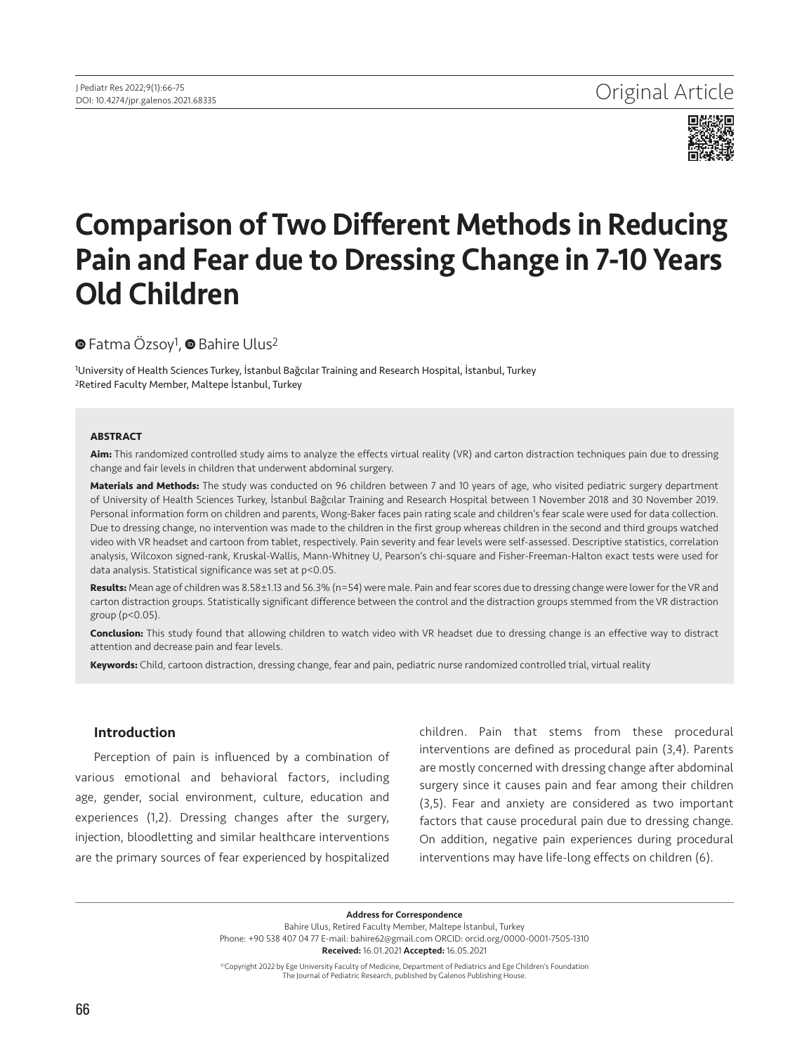Original Article

# Comparison of Two Different Methods in Reducing Pain and Fear due to Dressing Change in 7-10 Years Old Children

Fatma Özsoy[1], Bahire Ulus[2]

[1]University of Health Sciences Turkey, İstanbul Bağcılar Training and Research Hospital, İstanbul, Turkey
[2]Retired Faculty Member, Maltepe İstanbul, Turkey

## ABSTRACT

**Aim:** This randomized controlled study aims to analyze the effects virtual reality (VR) and carton distraction techniques pain due to dressing change and fair levels in children that underwent abdominal surgery.

**Materials and Methods:** The study was conducted on 96 children between 7 and 10 years of age, who visited pediatric surgery department of University of Health Sciences Turkey, İstanbul Bağcılar Training and Research Hospital between 1 November 2018 and 30 November 2019. Personal information form on children and parents, Wong-Baker faces pain rating scale and children's fear scale were used for data collection. Due to dressing change, no intervention was made to the children in the first group whereas children in the second and third groups watched video with VR headset and cartoon from tablet, respectively. Pain severity and fear levels were self-assessed. Descriptive statistics, correlation analysis, Wilcoxon signed-rank, Kruskal-Wallis, Mann-Whitney U, Pearson's chi-square and Fisher-Freeman-Halton exact tests were used for data analysis. Statistical significance was set at $p<0.05$.

**Results:** Mean age of children was 8.58±1.13 and 56.3% (n=54) were male. Pain and fear scores due to dressing change were lower for the VR and carton distraction groups. Statistically significant difference between the control and the distraction groups stemmed from the VR distraction group ($p<0.05$).

**Conclusion:** This study found that allowing children to watch video with VR headset due to dressing change is an effective way to distract attention and decrease pain and fear levels.

**Keywords:** Child, cartoon distraction, dressing change, fear and pain, pediatric nurse randomized controlled trial, virtual reality

## Introduction

Perception of pain is influenced by a combination of various emotional and behavioral factors, including age, gender, social environment, culture, education and experiences (1,2). Dressing changes after the surgery, injection, bloodletting and similar healthcare interventions are the primary sources of fear experienced by hospitalized children. Pain that stems from these procedural interventions are defined as procedural pain (3,4). Parents are mostly concerned with dressing change after abdominal surgery since it causes pain and fear among their children (3,5). Fear and anxiety are considered as two important factors that cause procedural pain due to dressing change. On addition, negative pain experiences during procedural interventions may have life-long effects on children (6).

**Address for Correspondence**
Bahire Ulus, Retired Faculty Member, Maltepe İstanbul, Turkey
Phone: +90 538 407 04 77 E-mail: bahire62@gmail.com ORCID: orcid.org/0000-0001-7505-1310
**Received:** 16.01.2021 **Accepted:** 16.05.2021

©Copyright 2022 by Ege University Faculty of Medicine, Department of Pediatrics and Ege Children's Foundation
The Journal of Pediatric Research, published by Galenos Publishing House.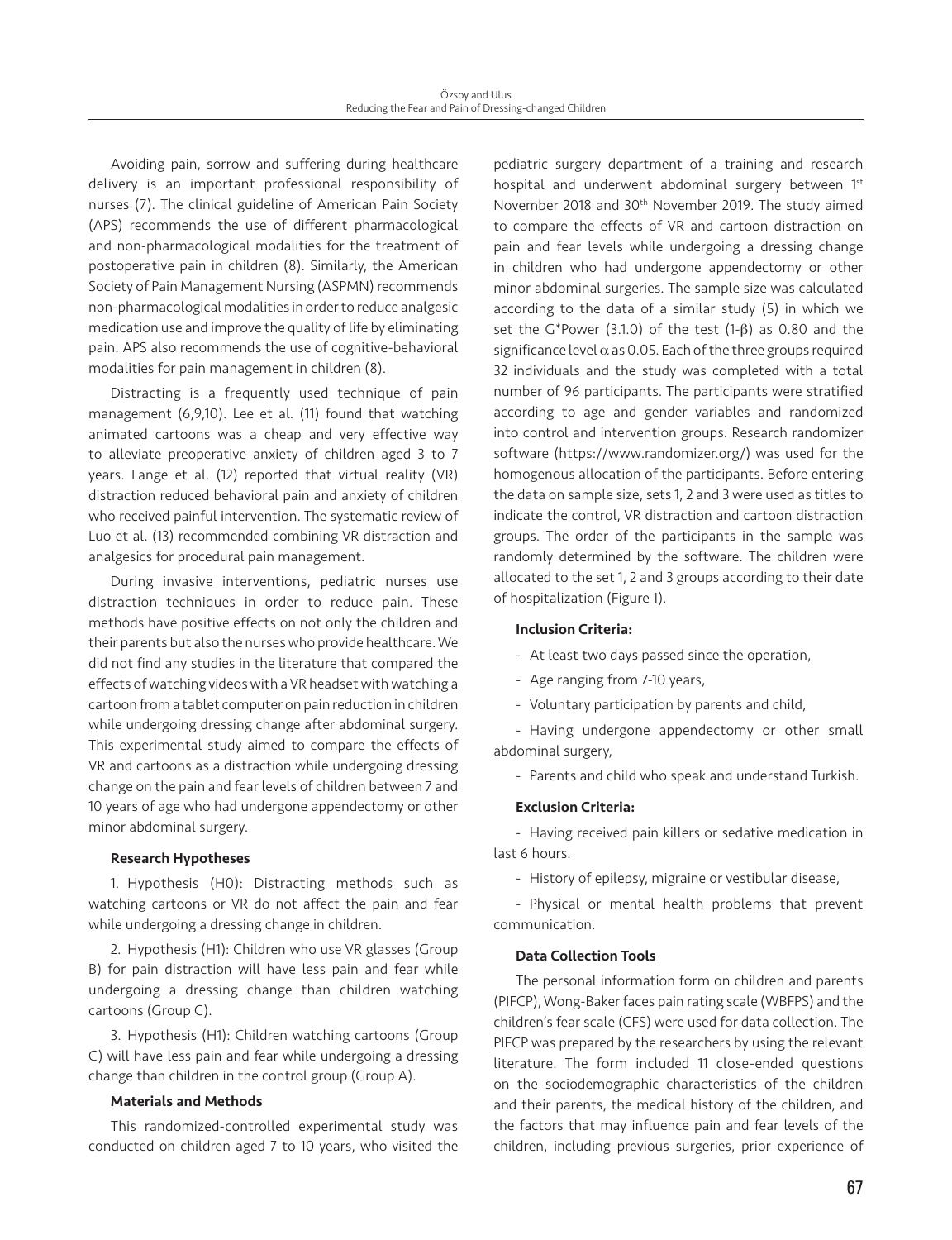Avoiding pain, sorrow and suffering during healthcare delivery is an important professional responsibility of nurses (7). The clinical guideline of American Pain Society (APS) recommends the use of different pharmacological and non-pharmacological modalities for the treatment of postoperative pain in children (8). Similarly, the American Society of Pain Management Nursing (ASPMN) recommends non-pharmacological modalities in order to reduce analgesic medication use and improve the quality of life by eliminating pain. APS also recommends the use of cognitive-behavioral modalities for pain management in children (8).

Distracting is a frequently used technique of pain management (6,9,10). Lee et al. (11) found that watching animated cartoons was a cheap and very effective way to alleviate preoperative anxiety of children aged 3 to 7 years. Lange et al. (12) reported that virtual reality (VR) distraction reduced behavioral pain and anxiety of children who received painful intervention. The systematic review of Luo et al. (13) recommended combining VR distraction and analgesics for procedural pain management.

During invasive interventions, pediatric nurses use distraction techniques in order to reduce pain. These methods have positive effects on not only the children and their parents but also the nurses who provide healthcare. We did not find any studies in the literature that compared the effects of watching videos with a VR headset with watching a cartoon from a tablet computer on pain reduction in children while undergoing dressing change after abdominal surgery. This experimental study aimed to compare the effects of VR and cartoons as a distraction while undergoing dressing change on the pain and fear levels of children between 7 and 10 years of age who had undergone appendectomy or other minor abdominal surgery.

**Research Hypotheses**

1. Hypothesis (H0): Distracting methods such as watching cartoons or VR do not affect the pain and fear while undergoing a dressing change in children.

2. Hypothesis (H1): Children who use VR glasses (Group B) for pain distraction will have less pain and fear while undergoing a dressing change than children watching cartoons (Group C).

3. Hypothesis (H1): Children watching cartoons (Group C) will have less pain and fear while undergoing a dressing change than children in the control group (Group A).

## Materials and Methods

This randomized-controlled experimental study was conducted on children aged 7 to 10 years, who visited the pediatric surgery department of a training and research hospital and underwent abdominal surgery between 1st November 2018 and 30th November 2019. The study aimed to compare the effects of VR and cartoon distraction on pain and fear levels while undergoing a dressing change in children who had undergone appendectomy or other minor abdominal surgeries. The sample size was calculated according to the data of a similar study (5) in which we set the G*Power (3.1.0) of the test (1-β) as 0.80 and the significance level α as 0.05. Each of the three groups required 32 individuals and the study was completed with a total number of 96 participants. The participants were stratified according to age and gender variables and randomized into control and intervention groups. Research randomizer software (https://www.randomizer.org/) was used for the homogenous allocation of the participants. Before entering the data on sample size, sets 1, 2 and 3 were used as titles to indicate the control, VR distraction and cartoon distraction groups. The order of the participants in the sample was randomly determined by the software. The children were allocated to the set 1, 2 and 3 groups according to their date of hospitalization (Figure 1).

**Inclusion Criteria:**

- At least two days passed since the operation,
- Age ranging from 7-10 years,
- Voluntary participation by parents and child,
- Having undergone appendectomy or other small abdominal surgery,
- Parents and child who speak and understand Turkish.

**Exclusion Criteria:**

- Having received pain killers or sedative medication in last 6 hours.
- History of epilepsy, migraine or vestibular disease,
- Physical or mental health problems that prevent communication.

**Data Collection Tools**

The personal information form on children and parents (PIFCP), Wong-Baker faces pain rating scale (WBFPS) and the children's fear scale (CFS) were used for data collection. The PIFCP was prepared by the researchers by using the relevant literature. The form included 11 close-ended questions on the sociodemographic characteristics of the children and their parents, the medical history of the children, and the factors that may influence pain and fear levels of the children, including previous surgeries, prior experience of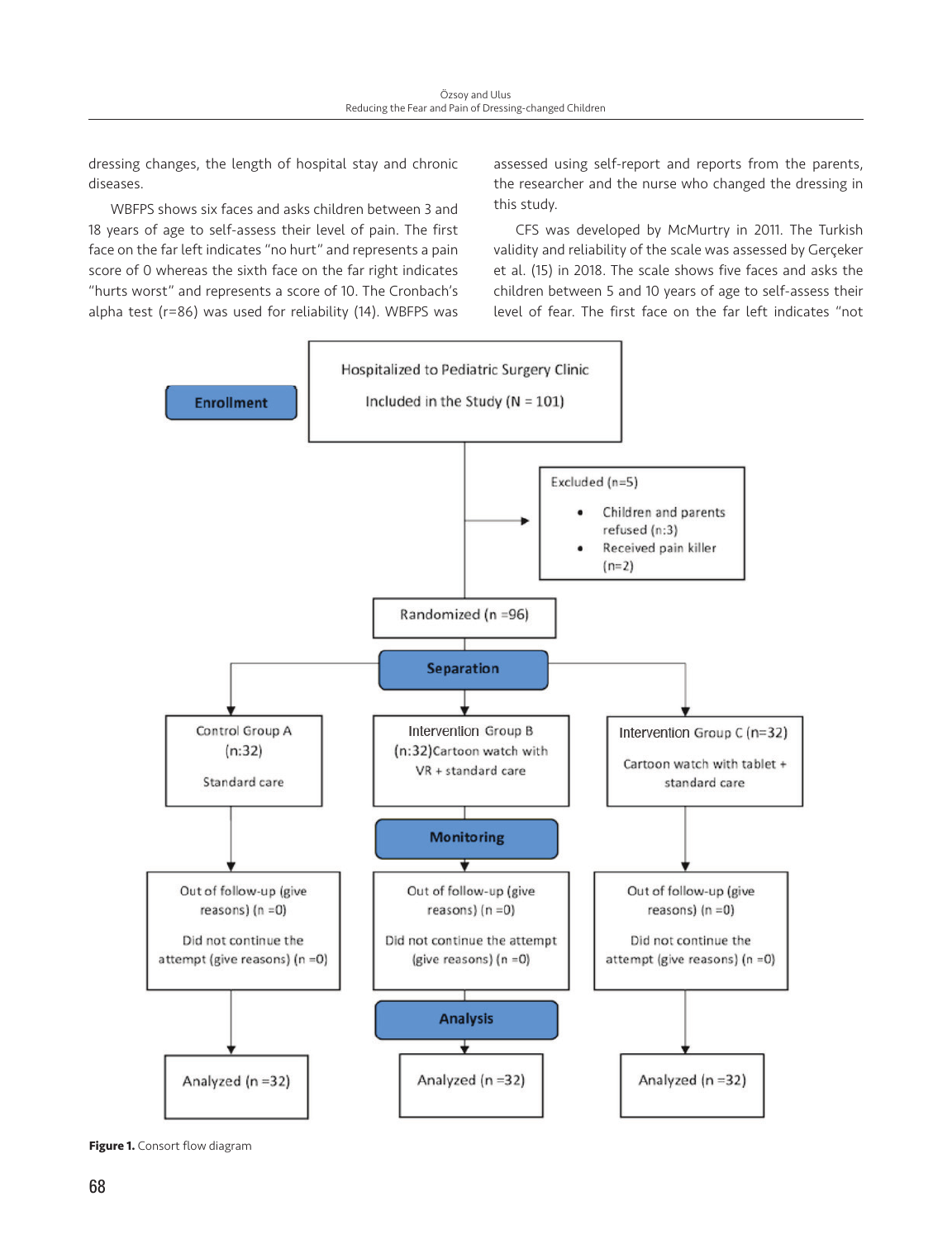dressing changes, the length of hospital stay and chronic diseases.

WBFPS shows six faces and asks children between 3 and 18 years of age to self-assess their level of pain. The first face on the far left indicates "no hurt" and represents a pain score of 0 whereas the sixth face on the far right indicates "hurts worst" and represents a score of 10. The Cronbach's alpha test (r=86) was used for reliability (14). WBFPS was assessed using self-report and reports from the parents, the researcher and the nurse who changed the dressing in this study.

CFS was developed by McMurtry in 2011. The Turkish validity and reliability of the scale was assessed by Gerçeker et al. (15) in 2018. The scale shows five faces and asks the children between 5 and 10 years of age to self-assess their level of fear. The first face on the far left indicates "not

**Enrollment**

Hospitalized to Pediatric Surgery Clinic
Included in the Study (N = 101)

Excluded (n=5)
- Children and parents refused (n:3)
- Received pain killer (n=2)

Randomized (n =96)

**Separation**

| Control Group A (n:32) Standard care | Intervention Group B (n:32) Cartoon watch with VR + standard care | Intervention Group C (n=32) Cartoon watch with tablet + standard care |
|---|---|---|

**Monitoring**

| Out of follow-up (give reasons) (n =0) Did not continue the attempt (give reasons) (n =0) | Out of follow-up (give reasons) (n =0) Did not continue the attempt (give reasons) (n =0) | Out of follow-up (give reasons) (n =0) Did not continue the attempt (give reasons) (n =0) |
|---|---|---|

**Analysis**

| Analyzed (n =32) | Analyzed (n =32) | Analyzed (n =32) |
|---|---|---|

**Figure 1.** Consort flow diagram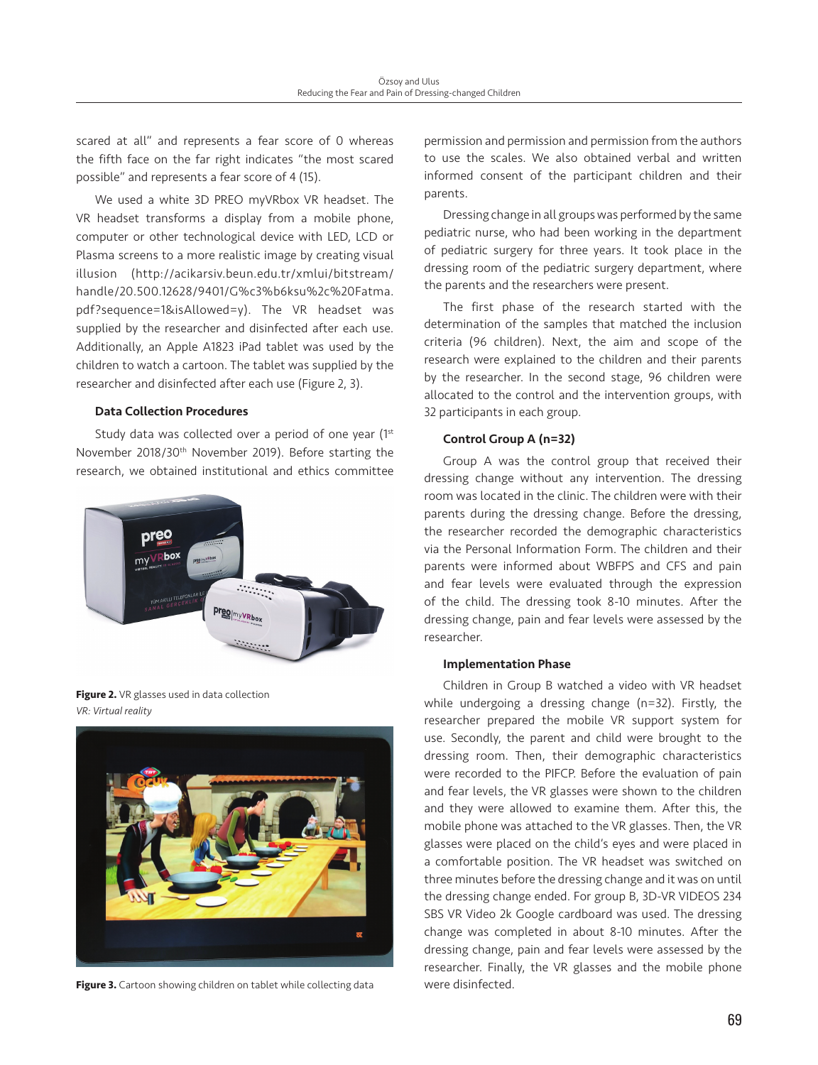scared at all" and represents a fear score of 0 whereas the fifth face on the far right indicates "the most scared possible" and represents a fear score of 4 (15).

We used a white 3D PREO myVRbox VR headset. The VR headset transforms a display from a mobile phone, computer or other technological device with LED, LCD or Plasma screens to a more realistic image by creating visual illusion (http://acikarsiv.beun.edu.tr/xmlui/bitstream/handle/20.500.12628/9401/G%c3%b6ksu%2c%20Fatma.pdf?sequence=1&isAllowed=y). The VR headset was supplied by the researcher and disinfected after each use. Additionally, an Apple A1823 iPad tablet was used by the children to watch a cartoon. The tablet was supplied by the researcher and disinfected after each use (Figure 2, 3).

### Data Collection Procedures

Study data was collected over a period of one year (1st November 2018/30th November 2019). Before starting the research, we obtained institutional and ethics committee permission and permission and permission from the authors to use the scales. We also obtained verbal and written informed consent of the participant children and their parents.

**Figure 2.** VR glasses used in data collection
*VR: Virtual reality*

**Figure 3.** Cartoon showing children on tablet while collecting data

Dressing change in all groups was performed by the same pediatric nurse, who had been working in the department of pediatric surgery for three years. It took place in the dressing room of the pediatric surgery department, where the parents and the researchers were present.

The first phase of the research started with the determination of the samples that matched the inclusion criteria (96 children). Next, the aim and scope of the research were explained to the children and their parents by the researcher. In the second stage, 96 children were allocated to the control and the intervention groups, with 32 participants in each group.

### Control Group A (n=32)

Group A was the control group that received their dressing change without any intervention. The dressing room was located in the clinic. The children were with their parents during the dressing change. Before the dressing, the researcher recorded the demographic characteristics via the Personal Information Form. The children and their parents were informed about WBFPS and CFS and pain and fear levels were evaluated through the expression of the child. The dressing took 8-10 minutes. After the dressing change, pain and fear levels were assessed by the researcher.

### Implementation Phase

Children in Group B watched a video with VR headset while undergoing a dressing change (n=32). Firstly, the researcher prepared the mobile VR support system for use. Secondly, the parent and child were brought to the dressing room. Then, their demographic characteristics were recorded to the PIFCP. Before the evaluation of pain and fear levels, the VR glasses were shown to the children and they were allowed to examine them. After this, the mobile phone was attached to the VR glasses. Then, the VR glasses were placed on the child's eyes and were placed in a comfortable position. The VR headset was switched on three minutes before the dressing change and it was on until the dressing change ended. For group B, 3D-VR VIDEOS 234 SBS VR Video 2k Google cardboard was used. The dressing change was completed in about 8-10 minutes. After the dressing change, pain and fear levels were assessed by the researcher. Finally, the VR glasses and the mobile phone were disinfected.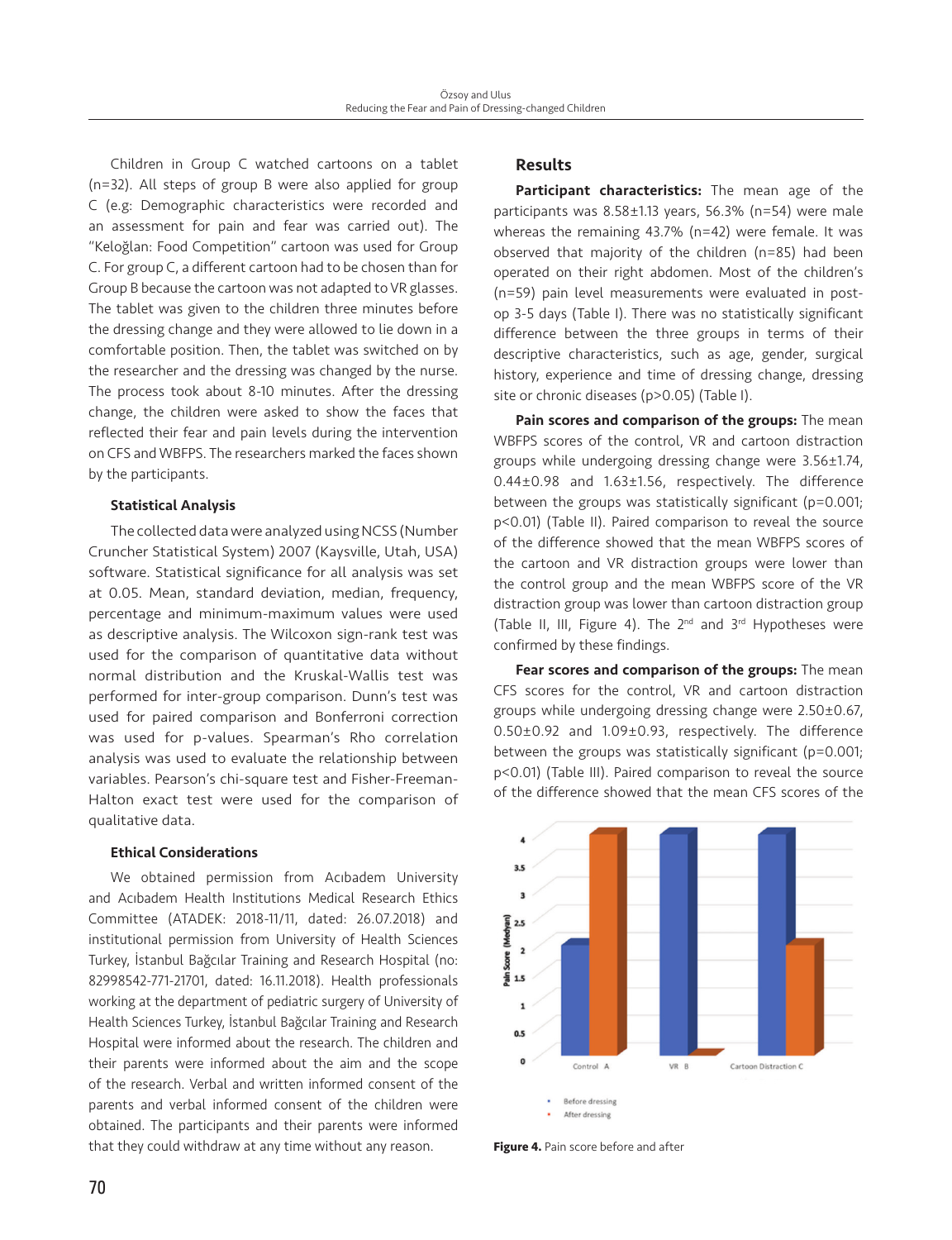Children in Group C watched cartoons on a tablet (n=32). All steps of group B were also applied for group C (e.g: Demographic characteristics were recorded and an assessment for pain and fear was carried out). The "Keloğlan: Food Competition" cartoon was used for Group C. For group C, a different cartoon had to be chosen than for Group B because the cartoon was not adapted to VR glasses. The tablet was given to the children three minutes before the dressing change and they were allowed to lie down in a comfortable position. Then, the tablet was switched on by the researcher and the dressing was changed by the nurse. The process took about 8-10 minutes. After the dressing change, the children were asked to show the faces that reflected their fear and pain levels during the intervention on CFS and WBFPS. The researchers marked the faces shown by the participants.

### Statistical Analysis

The collected data were analyzed using NCSS (Number Cruncher Statistical System) 2007 (Kaysville, Utah, USA) software. Statistical significance for all analysis was set at 0.05. Mean, standard deviation, median, frequency, percentage and minimum-maximum values were used as descriptive analysis. The Wilcoxon sign-rank test was used for the comparison of quantitative data without normal distribution and the Kruskal-Wallis test was performed for inter-group comparison. Dunn's test was used for paired comparison and Bonferroni correction was used for p-values. Spearman's Rho correlation analysis was used to evaluate the relationship between variables. Pearson's chi-square test and Fisher-Freeman-Halton exact test were used for the comparison of qualitative data.

### Ethical Considerations

We obtained permission from Acıbadem University and Acıbadem Health Institutions Medical Research Ethics Committee (ATADEK: 2018-11/11, dated: 26.07.2018) and institutional permission from University of Health Sciences Turkey, İstanbul Bağcılar Training and Research Hospital (no: 82998542-771-21701, dated: 16.11.2018). Health professionals working at the department of pediatric surgery of University of Health Sciences Turkey, İstanbul Bağcılar Training and Research Hospital were informed about the research. The children and their parents were informed about the aim and the scope of the research. Verbal and written informed consent of the parents and verbal informed consent of the children were obtained. The participants and their parents were informed that they could withdraw at any time without any reason.

## Results

**Participant characteristics:** The mean age of the participants was 8.58±1.13 years, 56.3% (n=54) were male whereas the remaining 43.7% (n=42) were female. It was observed that majority of the children (n=85) had been operated on their right abdomen. Most of the children's (n=59) pain level measurements were evaluated in post-op 3-5 days (Table I). There was no statistically significant difference between the three groups in terms of their descriptive characteristics, such as age, gender, surgical history, experience and time of dressing change, dressing site or chronic diseases ($p>0.05$) (Table I).

**Pain scores and comparison of the groups:** The mean WBFPS scores of the control, VR and cartoon distraction groups while undergoing dressing change were 3.56±1.74, 0.44±0.98 and 1.63±1.56, respectively. The difference between the groups was statistically significant ($p=0.001$; $p<0.01$) (Table II). Paired comparison to reveal the source of the difference showed that the mean WBFPS scores of the cartoon and VR distraction groups were lower than the control group and the mean WBFPS score of the VR distraction group was lower than cartoon distraction group (Table II, III, Figure 4). The 2nd and 3rd Hypotheses were confirmed by these findings.

**Fear scores and comparison of the groups:** The mean CFS scores for the control, VR and cartoon distraction groups while undergoing dressing change were 2.50±0.67, 0.50±0.92 and 1.09±0.93, respectively. The difference between the groups was statistically significant ($p=0.001$; $p<0.01$) (Table III). Paired comparison to reveal the source of the difference showed that the mean CFS scores of the

**Figure 4.** Pain score before and after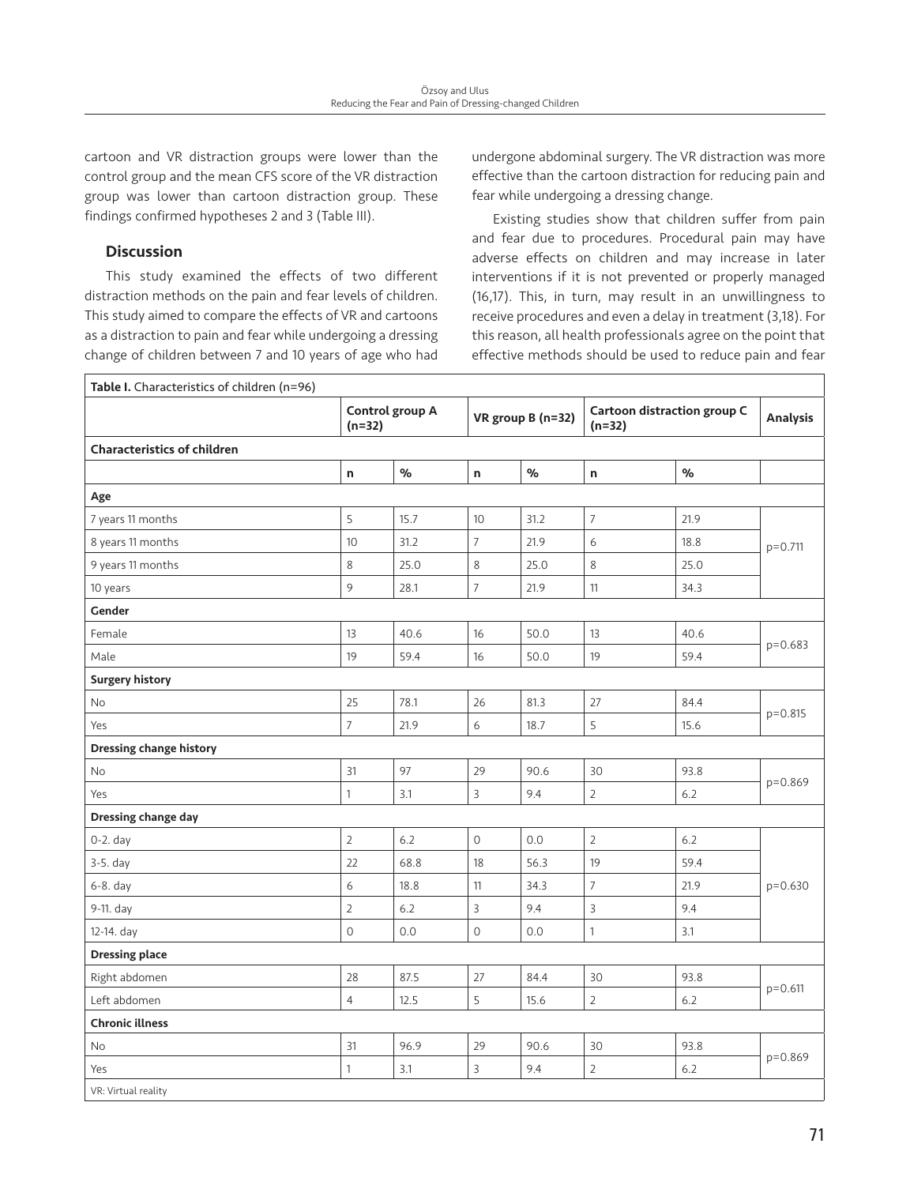cartoon and VR distraction groups were lower than the control group and the mean CFS score of the VR distraction group was lower than cartoon distraction group. These findings confirmed hypotheses 2 and 3 (Table III).

## Discussion

This study examined the effects of two different distraction methods on the pain and fear levels of children. This study aimed to compare the effects of VR and cartoons as a distraction to pain and fear while undergoing a dressing change of children between 7 and 10 years of age who had undergone abdominal surgery. The VR distraction was more effective than the cartoon distraction for reducing pain and fear while undergoing a dressing change.

Existing studies show that children suffer from pain and fear due to procedures. Procedural pain may have adverse effects on children and may increase in later interventions if it is not prevented or properly managed (16,17). This, in turn, may result in an unwillingness to receive procedures and even a delay in treatment (3,18). For this reason, all health professionals agree on the point that effective methods should be used to reduce pain and fear

**Table I.** Characteristics of children (n=96)

| | Control group A (n=32) | | VR group B (n=32) | | Cartoon distraction group C (n=32) | | Analysis |
|---|---|---|---|---|---|---|---|
| **Characteristics of children** | | | | | | | |
| | n | % | n | % | n | % | |
| **Age** | | | | | | | |
| 7 years 11 months | 5 | 15.7 | 10 | 31.2 | 7 | 21.9 | p=0.711 |
| 8 years 11 months | 10 | 31.2 | 7 | 21.9 | 6 | 18.8 | |
| 9 years 11 months | 8 | 25.0 | 8 | 25.0 | 8 | 25.0 | |
| 10 years | 9 | 28.1 | 7 | 21.9 | 11 | 34.3 | |
| **Gender** | | | | | | | |
| Female | 13 | 40.6 | 16 | 50.0 | 13 | 40.6 | p=0.683 |
| Male | 19 | 59.4 | 16 | 50.0 | 19 | 59.4 | |
| **Surgery history** | | | | | | | |
| No | 25 | 78.1 | 26 | 81.3 | 27 | 84.4 | p=0.815 |
| Yes | 7 | 21.9 | 6 | 18.7 | 5 | 15.6 | |
| **Dressing change history** | | | | | | | |
| No | 31 | 97 | 29 | 90.6 | 30 | 93.8 | p=0.869 |
| Yes | 1 | 3.1 | 3 | 9.4 | 2 | 6.2 | |
| **Dressing change day** | | | | | | | |
| 0-2. day | 2 | 6.2 | 0 | 0.0 | 2 | 6.2 | p=0.630 |
| 3-5. day | 22 | 68.8 | 18 | 56.3 | 19 | 59.4 | |
| 6-8. day | 6 | 18.8 | 11 | 34.3 | 7 | 21.9 | |
| 9-11. day | 2 | 6.2 | 3 | 9.4 | 3 | 9.4 | |
| 12-14. day | 0 | 0.0 | 0 | 0.0 | 1 | 3.1 | |
| **Dressing place** | | | | | | | |
| Right abdomen | 28 | 87.5 | 27 | 84.4 | 30 | 93.8 | p=0.611 |
| Left abdomen | 4 | 12.5 | 5 | 15.6 | 2 | 6.2 | |
| **Chronic illness** | | | | | | | |
| No | 31 | 96.9 | 29 | 90.6 | 30 | 93.8 | p=0.869 |
| Yes | 1 | 3.1 | 3 | 9.4 | 2 | 6.2 | |

VR: Virtual reality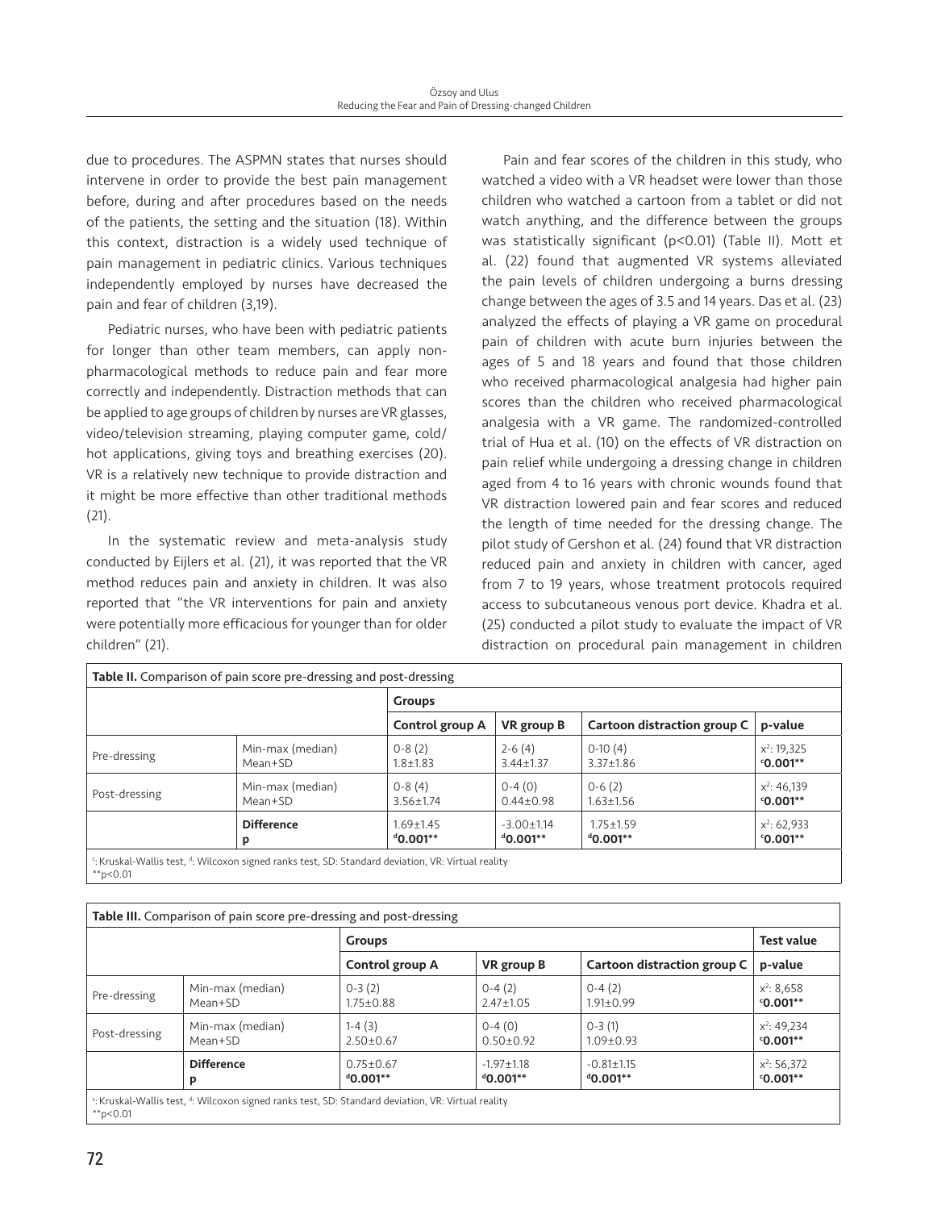due to procedures. The ASPMN states that nurses should intervene in order to provide the best pain management before, during and after procedures based on the needs of the patients, the setting and the situation (18). Within this context, distraction is a widely used technique of pain management in pediatric clinics. Various techniques independently employed by nurses have decreased the pain and fear of children (3,19).

Pediatric nurses, who have been with pediatric patients for longer than other team members, can apply non-pharmacological methods to reduce pain and fear more correctly and independently. Distraction methods that can be applied to age groups of children by nurses are VR glasses, video/television streaming, playing computer game, cold/hot applications, giving toys and breathing exercises (20). VR is a relatively new technique to provide distraction and it might be more effective than other traditional methods (21).

In the systematic review and meta-analysis study conducted by Eijlers et al. (21), it was reported that the VR method reduces pain and anxiety in children. It was also reported that "the VR interventions for pain and anxiety were potentially more efficacious for younger than for older children" (21).

Pain and fear scores of the children in this study, who watched a video with a VR headset were lower than those children who watched a cartoon from a tablet or did not watch anything, and the difference between the groups was statistically significant (p<0.01) (Table II). Mott et al. (22) found that augmented VR systems alleviated the pain levels of children undergoing a burns dressing change between the ages of 3.5 and 14 years. Das et al. (23) analyzed the effects of playing a VR game on procedural pain of children with acute burn injuries between the ages of 5 and 18 years and found that those children who received pharmacological analgesia had higher pain scores than the children who received pharmacological analgesia with a VR game. The randomized-controlled trial of Hua et al. (10) on the effects of VR distraction on pain relief while undergoing a dressing change in children aged from 4 to 16 years with chronic wounds found that VR distraction lowered pain and fear scores and reduced the length of time needed for the dressing change. The pilot study of Gershon et al. (24) found that VR distraction reduced pain and anxiety in children with cancer, aged from 7 to 19 years, whose treatment protocols required access to subcutaneous venous port device. Khadra et al. (25) conducted a pilot study to evaluate the impact of VR distraction on procedural pain management in children

**Table II.** Comparison of pain score pre-dressing and post-dressing

| | | Groups | | | |
|---|---|---|---|---|---|
| | | Control group A | VR group B | Cartoon distraction group C | p-value |
| Pre-dressing | Min-max (median)<br>Mean+SD | 0-8 (2)<br>1.8±1.83 | 2-6 (4)<br>3.44±1.37 | 0-10 (4)<br>3.37±1.86 | $x^2$: 19,325<br>[c]**0.001\*\*** |
| Post-dressing | Min-max (median)<br>Mean+SD | 0-8 (4)<br>3.56±1.74 | 0-4 (0)<br>0.44±0.98 | 0-6 (2)<br>1.63±1.56 | $x^2$: 46,139<br>[c]**0.001\*\*** |
| | **Difference**<br>**p** | 1.69±1.45<br>[d]**0.001\*\*** | -3.00±1.14<br>[d]**0.001\*\*** | 1.75±1.59<br>[d]**0.001\*\*** | $x^2$: 62,933<br>[c]**0.001\*\*** |

[c]: Kruskal-Wallis test, [d]: Wilcoxon signed ranks test, SD: Standard deviation, VR: Virtual reality
**p<0.01

**Table III.** Comparison of pain score pre-dressing and post-dressing

| | | Groups | | | Test value |
|---|---|---|---|---|---|
| | | Control group A | VR group B | Cartoon distraction group C | p-value |
| Pre-dressing | Min-max (median)<br>Mean+SD | 0-3 (2)<br>1.75±0.88 | 0-4 (2)<br>2.47±1.05 | 0-4 (2)<br>1.91±0.99 | $x^2$: 8,658<br>[c]**0.001\*\*** |
| Post-dressing | Min-max (median)<br>Mean+SD | 1-4 (3)<br>2.50±0.67 | 0-4 (0)<br>0.50±0.92 | 0-3 (1)<br>1.09±0.93 | $x^2$: 49,234<br>[c]**0.001\*\*** |
| | **Difference**<br>**p** | 0.75±0.67<br>[d]**0.001\*\*** | -1.97±1.18<br>[d]**0.001\*\*** | -0.81±1.15<br>[d]**0.001\*\*** | $x^2$: 56,372<br>[c]**0.001\*\*** |

[c]: Kruskal-Wallis test, [d]: Wilcoxon signed ranks test, SD: Standard deviation, VR: Virtual reality
**p<0.01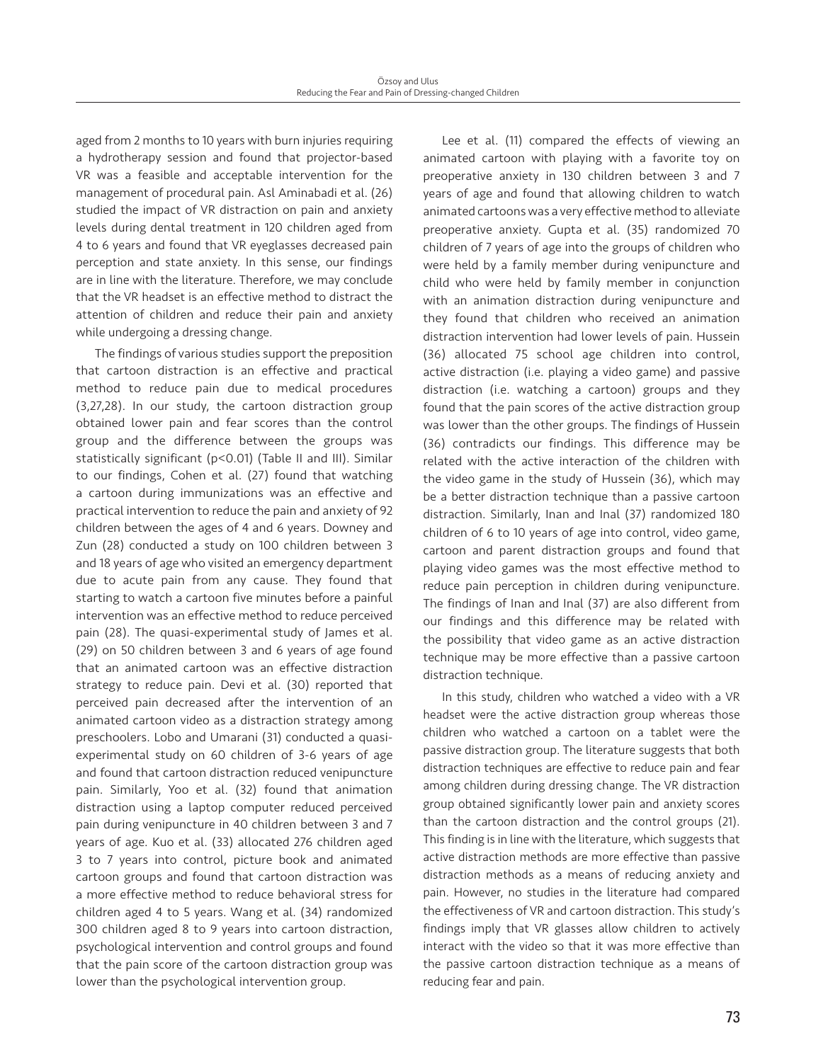aged from 2 months to 10 years with burn injuries requiring a hydrotherapy session and found that projector-based VR was a feasible and acceptable intervention for the management of procedural pain. Asl Aminabadi et al. (26) studied the impact of VR distraction on pain and anxiety levels during dental treatment in 120 children aged from 4 to 6 years and found that VR eyeglasses decreased pain perception and state anxiety. In this sense, our findings are in line with the literature. Therefore, we may conclude that the VR headset is an effective method to distract the attention of children and reduce their pain and anxiety while undergoing a dressing change.

The findings of various studies support the preposition that cartoon distraction is an effective and practical method to reduce pain due to medical procedures (3,27,28). In our study, the cartoon distraction group obtained lower pain and fear scores than the control group and the difference between the groups was statistically significant ($p<0.01$) (Table II and III). Similar to our findings, Cohen et al. (27) found that watching a cartoon during immunizations was an effective and practical intervention to reduce the pain and anxiety of 92 children between the ages of 4 and 6 years. Downey and Zun (28) conducted a study on 100 children between 3 and 18 years of age who visited an emergency department due to acute pain from any cause. They found that starting to watch a cartoon five minutes before a painful intervention was an effective method to reduce perceived pain (28). The quasi-experimental study of James et al. (29) on 50 children between 3 and 6 years of age found that an animated cartoon was an effective distraction strategy to reduce pain. Devi et al. (30) reported that perceived pain decreased after the intervention of an animated cartoon video as a distraction strategy among preschoolers. Lobo and Umarani (31) conducted a quasi-experimental study on 60 children of 3-6 years of age and found that cartoon distraction reduced venipuncture pain. Similarly, Yoo et al. (32) found that animation distraction using a laptop computer reduced perceived pain during venipuncture in 40 children between 3 and 7 years of age. Kuo et al. (33) allocated 276 children aged 3 to 7 years into control, picture book and animated cartoon groups and found that cartoon distraction was a more effective method to reduce behavioral stress for children aged 4 to 5 years. Wang et al. (34) randomized 300 children aged 8 to 9 years into cartoon distraction, psychological intervention and control groups and found that the pain score of the cartoon distraction group was lower than the psychological intervention group.

Lee et al. (11) compared the effects of viewing an animated cartoon with playing with a favorite toy on preoperative anxiety in 130 children between 3 and 7 years of age and found that allowing children to watch animated cartoons was a very effective method to alleviate preoperative anxiety. Gupta et al. (35) randomized 70 children of 7 years of age into the groups of children who were held by a family member during venipuncture and child who were held by family member in conjunction with an animation distraction during venipuncture and they found that children who received an animation distraction intervention had lower levels of pain. Hussein (36) allocated 75 school age children into control, active distraction (i.e. playing a video game) and passive distraction (i.e. watching a cartoon) groups and they found that the pain scores of the active distraction group was lower than the other groups. The findings of Hussein (36) contradicts our findings. This difference may be related with the active interaction of the children with the video game in the study of Hussein (36), which may be a better distraction technique than a passive cartoon distraction. Similarly, Inan and Inal (37) randomized 180 children of 6 to 10 years of age into control, video game, cartoon and parent distraction groups and found that playing video games was the most effective method to reduce pain perception in children during venipuncture. The findings of Inan and Inal (37) are also different from our findings and this difference may be related with the possibility that video game as an active distraction technique may be more effective than a passive cartoon distraction technique.

In this study, children who watched a video with a VR headset were the active distraction group whereas those children who watched a cartoon on a tablet were the passive distraction group. The literature suggests that both distraction techniques are effective to reduce pain and fear among children during dressing change. The VR distraction group obtained significantly lower pain and anxiety scores than the cartoon distraction and the control groups (21). This finding is in line with the literature, which suggests that active distraction methods are more effective than passive distraction methods as a means of reducing anxiety and pain. However, no studies in the literature had compared the effectiveness of VR and cartoon distraction. This study's findings imply that VR glasses allow children to actively interact with the video so that it was more effective than the passive cartoon distraction technique as a means of reducing fear and pain.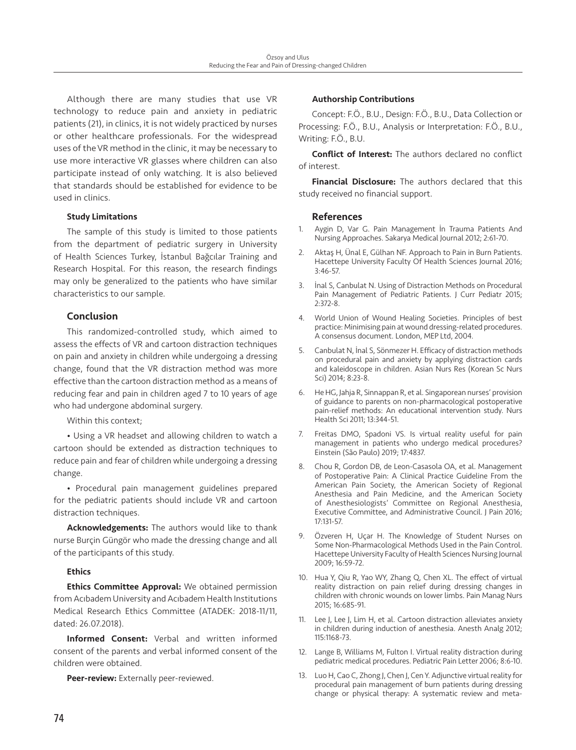Although there are many studies that use VR technology to reduce pain and anxiety in pediatric patients (21), in clinics, it is not widely practiced by nurses or other healthcare professionals. For the widespread uses of the VR method in the clinic, it may be necessary to use more interactive VR glasses where children can also participate instead of only watching. It is also believed that standards should be established for evidence to be used in clinics.

### Study Limitations

The sample of this study is limited to those patients from the department of pediatric surgery in University of Health Sciences Turkey, İstanbul Bağcılar Training and Research Hospital. For this reason, the research findings may only be generalized to the patients who have similar characteristics to our sample.

## Conclusion

This randomized-controlled study, which aimed to assess the effects of VR and cartoon distraction techniques on pain and anxiety in children while undergoing a dressing change, found that the VR distraction method was more effective than the cartoon distraction method as a means of reducing fear and pain in children aged 7 to 10 years of age who had undergone abdominal surgery.

Within this context;

• Using a VR headset and allowing children to watch a cartoon should be extended as distraction techniques to reduce pain and fear of children while undergoing a dressing change.

• Procedural pain management guidelines prepared for the pediatric patients should include VR and cartoon distraction techniques.

**Acknowledgements:** The authors would like to thank nurse Burçin Güngör who made the dressing change and all of the participants of this study.

### Ethics

**Ethics Committee Approval:** We obtained permission from Acıbadem University and Acıbadem Health Institutions Medical Research Ethics Committee (ATADEK: 2018-11/11, dated: 26.07.2018).

**Informed Consent:** Verbal and written informed consent of the parents and verbal informed consent of the children were obtained.

**Peer-review:** Externally peer-reviewed.

### Authorship Contributions

Concept: F.Ö., B.U., Design: F.Ö., B.U., Data Collection or Processing: F.Ö., B.U., Analysis or Interpretation: F.Ö., B.U., Writing: F.Ö., B.U.

**Conflict of Interest:** The authors declared no conflict of interest.

**Financial Disclosure:** The authors declared that this study received no financial support.

## References

1. Aygin D, Var G. Pain Management İn Trauma Patients And Nursing Approaches. Sakarya Medical Journal 2012; 2:61-70.
2. Aktaş H, Ünal E, Gülhan NF. Approach to Pain in Burn Patients. Hacettepe University Faculty Of Health Sciences Journal 2016; 3:46-57.
3. İnal S, Canbulat N. Using of Distraction Methods on Procedural Pain Management of Pediatric Patients. J Curr Pediatr 2015; 2:372-8.
4. World Union of Wound Healing Societies. Principles of best practice: Minimising pain at wound dressing-related procedures. A consensus document. London, MEP Ltd, 2004.
5. Canbulat N, İnal S, Sönmezer H. Efficacy of distraction methods on procedural pain and anxiety by applying distraction cards and kaleidoscope in children. Asian Nurs Res (Korean Sc Nurs Sci) 2014; 8:23-8.
6. He HG, Jahja R, Sinnappan R, et al. Singaporean nurses' provision of guidance to parents on non-pharmacological postoperative pain-relief methods: An educational intervention study. Nurs Health Sci 2011; 13:344-51.
7. Freitas DMO, Spadoni VS. Is virtual reality useful for pain management in patients who undergo medical procedures? Einstein (São Paulo) 2019; 17:4837.
8. Chou R, Gordon DB, de Leon-Casasola OA, et al. Management of Postoperative Pain: A Clinical Practice Guideline From the American Pain Society, the American Society of Regional Anesthesia and Pain Medicine, and the American Society of Anesthesiologists' Committee on Regional Anesthesia, Executive Committee, and Administrative Council. J Pain 2016; 17:131-57.
9. Özveren H, Uçar H. The Knowledge of Student Nurses on Some Non-Pharmacological Methods Used in the Pain Control. Hacettepe University Faculty of Health Sciences Nursing Journal 2009; 16:59-72.
10. Hua Y, Qiu R, Yao WY, Zhang Q, Chen XL. The effect of virtual reality distraction on pain relief during dressing changes in children with chronic wounds on lower limbs. Pain Manag Nurs 2015; 16:685-91.
11. Lee J, Lee J, Lim H, et al. Cartoon distraction alleviates anxiety in children during induction of anesthesia. Anesth Analg 2012; 115:1168-73.
12. Lange B, Williams M, Fulton I. Virtual reality distraction during pediatric medical procedures. Pediatric Pain Letter 2006; 8:6-10.
13. Luo H, Cao C, Zhong J, Chen J, Cen Y. Adjunctive virtual reality for procedural pain management of burn patients during dressing change or physical therapy: A systematic review and meta-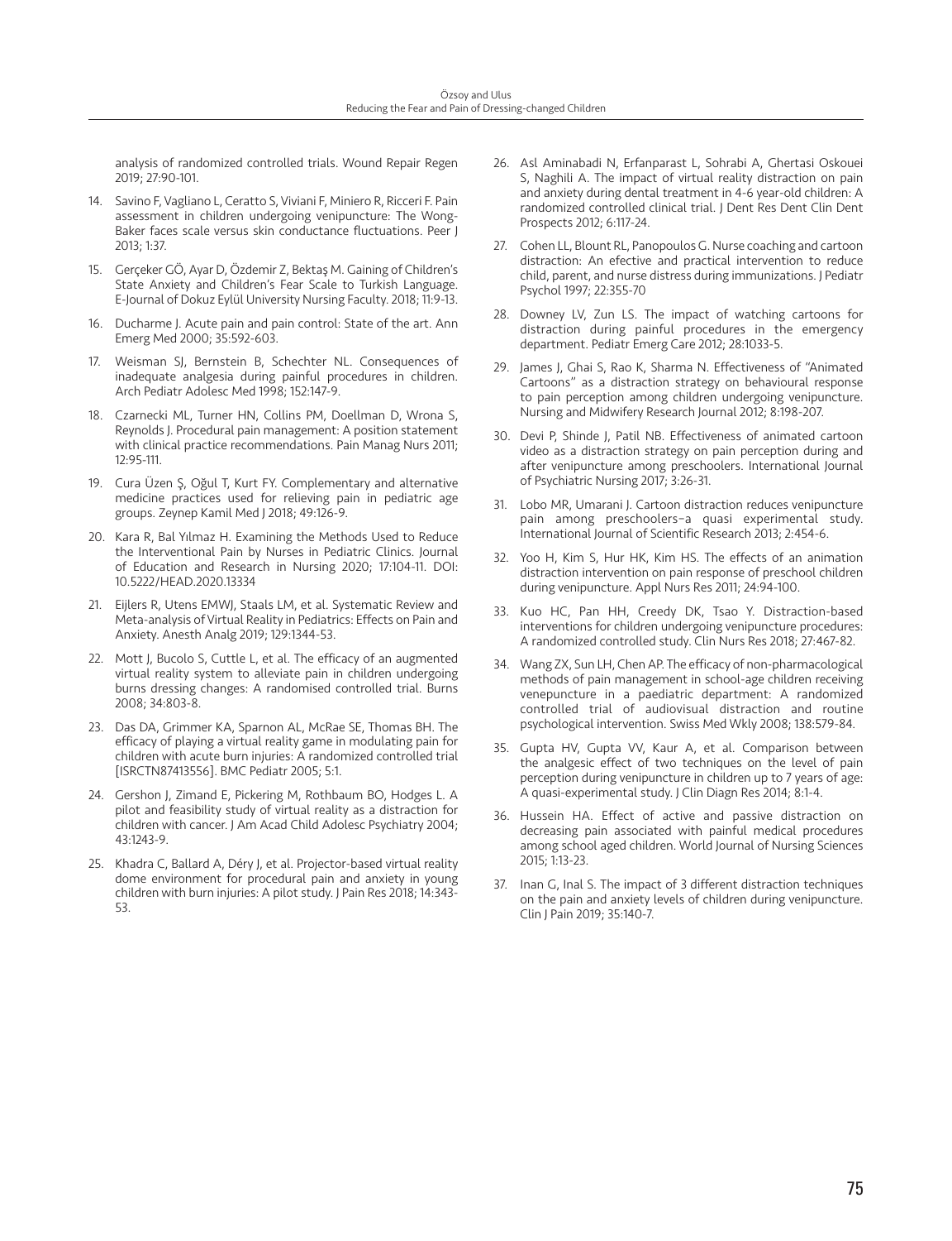analysis of randomized controlled trials. Wound Repair Regen 2019; 27:90-101.

14. Savino F, Vagliano L, Ceratto S, Viviani F, Miniero R, Ricceri F. Pain assessment in children undergoing venipuncture: The Wong-Baker faces scale versus skin conductance fluctuations. Peer J 2013; 1:37.
15. Gerçeker GÖ, Ayar D, Özdemir Z, Bektaş M. Gaining of Children's State Anxiety and Children's Fear Scale to Turkish Language. E-Journal of Dokuz Eylül University Nursing Faculty. 2018; 11:9-13.
16. Ducharme J. Acute pain and pain control: State of the art. Ann Emerg Med 2000; 35:592-603.
17. Weisman SJ, Bernstein B, Schechter NL. Consequences of inadequate analgesia during painful procedures in children. Arch Pediatr Adolesc Med 1998; 152:147-9.
18. Czarnecki ML, Turner HN, Collins PM, Doellman D, Wrona S, Reynolds J. Procedural pain management: A position statement with clinical practice recommendations. Pain Manag Nurs 2011; 12:95-111.
19. Cura Üzen Ş, Oğul T, Kurt FY. Complementary and alternative medicine practices used for relieving pain in pediatric age groups. Zeynep Kamil Med J 2018; 49:126-9.
20. Kara R, Bal Yılmaz H. Examining the Methods Used to Reduce the Interventional Pain by Nurses in Pediatric Clinics. Journal of Education and Research in Nursing 2020; 17:104-11. DOI: 10.5222/HEAD.2020.13334
21. Eijlers R, Utens EMWJ, Staals LM, et al. Systematic Review and Meta-analysis of Virtual Reality in Pediatrics: Effects on Pain and Anxiety. Anesth Analg 2019; 129:1344-53.
22. Mott J, Bucolo S, Cuttle L, et al. The efficacy of an augmented virtual reality system to alleviate pain in children undergoing burns dressing changes: A randomised controlled trial. Burns 2008; 34:803-8.
23. Das DA, Grimmer KA, Sparnon AL, McRae SE, Thomas BH. The efficacy of playing a virtual reality game in modulating pain for children with acute burn injuries: A randomized controlled trial [ISRCTN87413556]. BMC Pediatr 2005; 5:1.
24. Gershon J, Zimand E, Pickering M, Rothbaum BO, Hodges L. A pilot and feasibility study of virtual reality as a distraction for children with cancer. J Am Acad Child Adolesc Psychiatry 2004; 43:1243-9.
25. Khadra C, Ballard A, Déry J, et al. Projector-based virtual reality dome environment for procedural pain and anxiety in young children with burn injuries: A pilot study. J Pain Res 2018; 14:343-53.
26. Asl Aminabadi N, Erfanparast L, Sohrabi A, Ghertasi Oskouei S, Naghili A. The impact of virtual reality distraction on pain and anxiety during dental treatment in 4-6 year-old children: A randomized controlled clinical trial. J Dent Res Dent Clin Dent Prospects 2012; 6:117-24.
27. Cohen LL, Blount RL, Panopoulos G. Nurse coaching and cartoon distraction: An efective and practical intervention to reduce child, parent, and nurse distress during immunizations. J Pediatr Psychol 1997; 22:355-70
28. Downey LV, Zun LS. The impact of watching cartoons for distraction during painful procedures in the emergency department. Pediatr Emerg Care 2012; 28:1033-5.
29. James J, Ghai S, Rao K, Sharma N. Effectiveness of "Animated Cartoons" as a distraction strategy on behavioural response to pain perception among children undergoing venipuncture. Nursing and Midwifery Research Journal 2012; 8:198-207.
30. Devi P, Shinde J, Patil NB. Effectiveness of animated cartoon video as a distraction strategy on pain perception during and after venipuncture among preschoolers. International Journal of Psychiatric Nursing 2017; 3:26-31.
31. Lobo MR, Umarani J. Cartoon distraction reduces venipuncture pain among preschoolers–a quasi experimental study. International Journal of Scientific Research 2013; 2:454-6.
32. Yoo H, Kim S, Hur HK, Kim HS. The effects of an animation distraction intervention on pain response of preschool children during venipuncture. Appl Nurs Res 2011; 24:94-100.
33. Kuo HC, Pan HH, Creedy DK, Tsao Y. Distraction-based interventions for children undergoing venipuncture procedures: A randomized controlled study. Clin Nurs Res 2018; 27:467-82.
34. Wang ZX, Sun LH, Chen AP. The efficacy of non-pharmacological methods of pain management in school-age children receiving venepuncture in a paediatric department: A randomized controlled trial of audiovisual distraction and routine psychological intervention. Swiss Med Wkly 2008; 138:579-84.
35. Gupta HV, Gupta VV, Kaur A, et al. Comparison between the analgesic effect of two techniques on the level of pain perception during venipuncture in children up to 7 years of age: A quasi-experimental study. J Clin Diagn Res 2014; 8:1-4.
36. Hussein HA. Effect of active and passive distraction on decreasing pain associated with painful medical procedures among school aged children. World Journal of Nursing Sciences 2015; 1:13-23.
37. Inan G, Inal S. The impact of 3 different distraction techniques on the pain and anxiety levels of children during venipuncture. Clin J Pain 2019; 35:140-7.